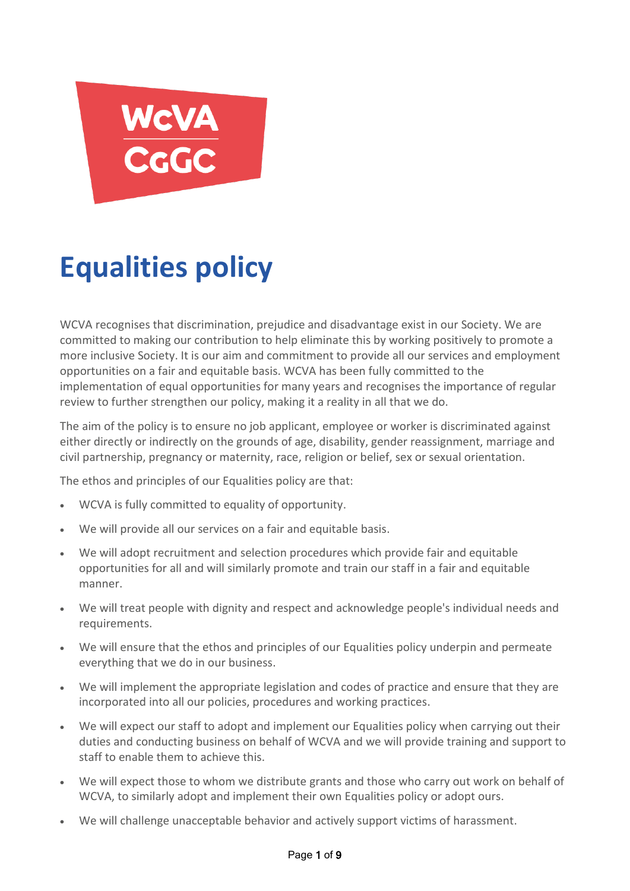# Equalities policy

WCVA recognises that discrimination, prejudice and disadvantage exist in our Society. We are committed to making our contribution to help eliminate this by working positively to promote a more inclusive Society. It is our aim and commitment to provide all our services and employment opportunities on a fair and equitable basis. WCVA has been fully committed to the implementation of equal opportunities for many years and recognises the importance of regular review to further strengthen our policy, making it a reality in all that we do.

The aim of the policy is to ensure no job applicant, employee or worker is discriminated against either directly or indirectly on the grounds of age, disability, gender reassignment, marriage and civil partnership, pregnancy or maternity, race, religion or belief, sex or sexual orientation.

The ethos and principles of our Equalities policy are that:

- WCVA is fully committed to equality of opportunity.
- We will provide all our services on a fair and equitable basis.
- We will adopt recruitment and selection procedures which provide fair and equitable opportunities for all and will similarly promote and train our staff in a fair and equitable manner.
- We will treat people with dignity and respect and acknowledge people's individual needs and requirements.
- We will ensure that the ethos and principles of our Equalities policy underpin and permeate everything that we do in our business.
- We will implement the appropriate legislation and codes of practice and ensure that they are incorporated into all our policies, procedures and working practices.
- We will expect our staff to adopt and implement our Equalities policy when carrying out their duties and conducting business on behalf of WCVA and we will provide training and support to staff to enable them to achieve this.
- We will expect those to whom we distribute grants and those who carry out work on behalf of WCVA, to similarly adopt and implement their own Equalities policy or adopt ours.
- We will challenge unacceptable behavior and actively support victims of harassment.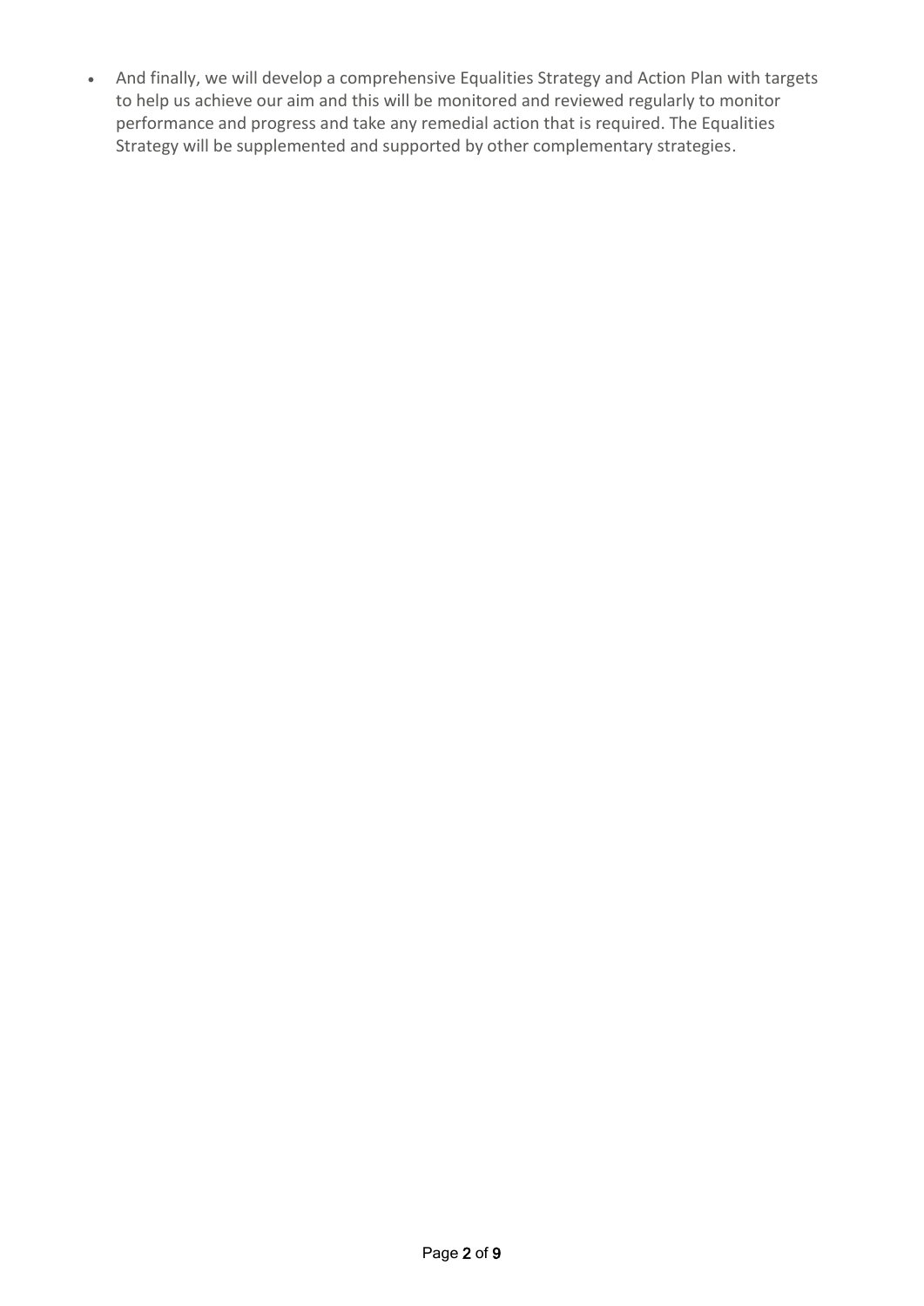- And finally, we will develop a comprehensive Equalities Strategy and Action Plan with targets to help us achieve our aim and this will be monitored and reviewed regularly to monitor performance and progress and take any remedial action that is required. The Equalities Strategy will be supplemented and supported by other complementary strategies.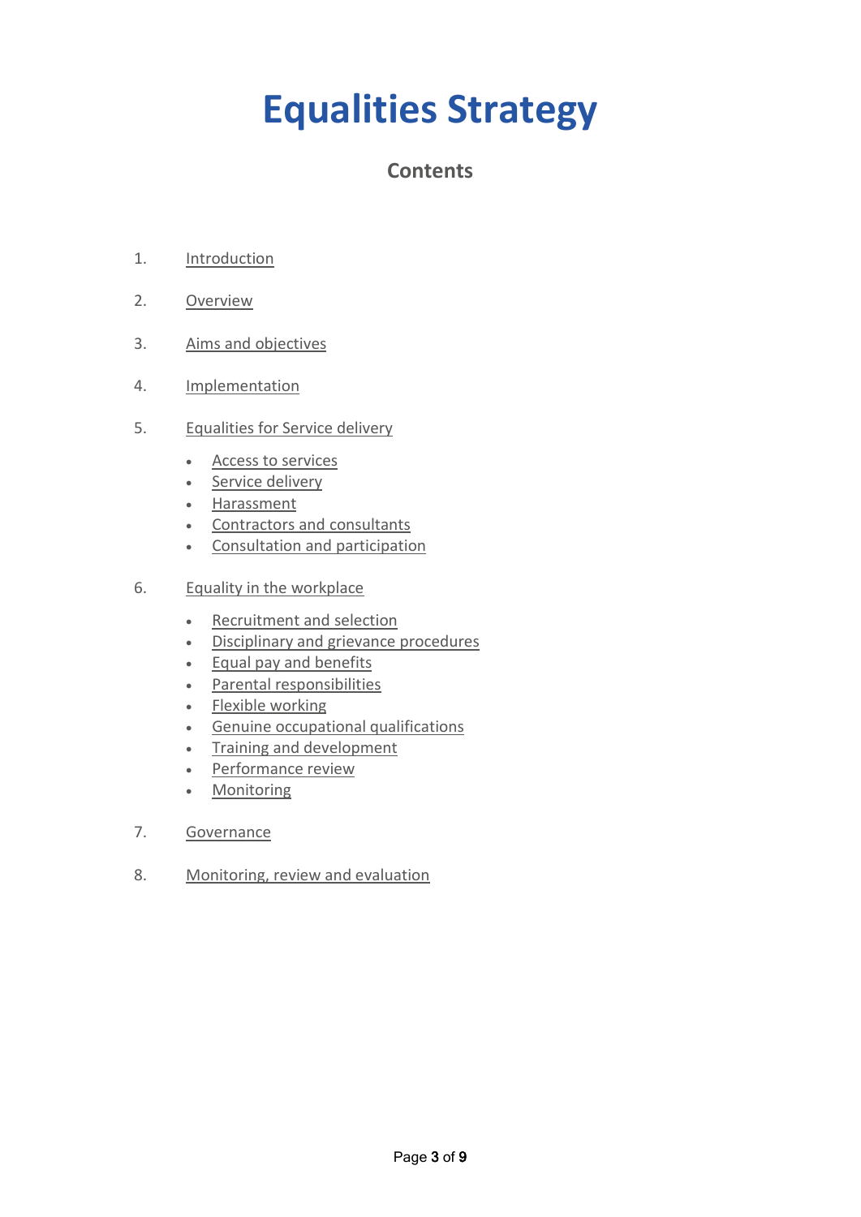# Equalities Strategy

## Contents

1. Introduction
2. Overview
3. Aims and objectives
4. Implementation
5. Equalities for Service delivery
    - Access to services
    - Service delivery
    - Harassment
    - Contractors and consultants
    - Consultation and participation
6. Equality in the workplace
    - Recruitment and selection
    - Disciplinary and grievance procedures
    - Equal pay and benefits
    - Parental responsibilities
    - Flexible working
    - Genuine occupational qualifications
    - Training and development
    - Performance review
    - Monitoring
7. Governance
8. Monitoring, review and evaluation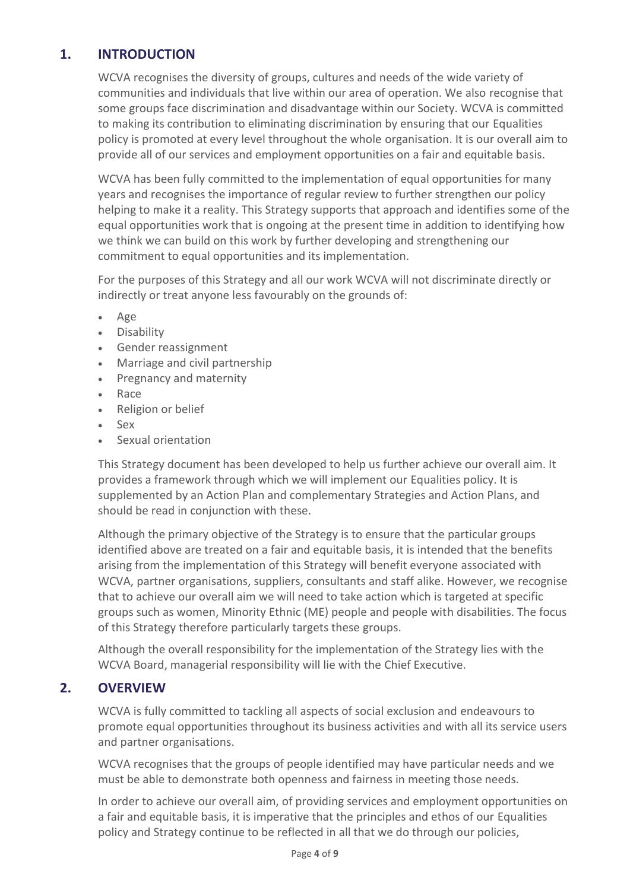## 1. INTRODUCTION

WCVA recognises the diversity of groups, cultures and needs of the wide variety of communities and individuals that live within our area of operation. We also recognise that some groups face discrimination and disadvantage within our Society. WCVA is committed to making its contribution to eliminating discrimination by ensuring that our Equalities policy is promoted at every level throughout the whole organisation. It is our overall aim to provide all of our services and employment opportunities on a fair and equitable basis.

WCVA has been fully committed to the implementation of equal opportunities for many years and recognises the importance of regular review to further strengthen our policy helping to make it a reality. This Strategy supports that approach and identifies some of the equal opportunities work that is ongoing at the present time in addition to identifying how we think we can build on this work by further developing and strengthening our commitment to equal opportunities and its implementation.

For the purposes of this Strategy and all our work WCVA will not discriminate directly or indirectly or treat anyone less favourably on the grounds of:

- Age
- Disability
- Gender reassignment
- Marriage and civil partnership
- Pregnancy and maternity
- Race
- Religion or belief
- Sex
- Sexual orientation

This Strategy document has been developed to help us further achieve our overall aim. It provides a framework through which we will implement our Equalities policy. It is supplemented by an Action Plan and complementary Strategies and Action Plans, and should be read in conjunction with these.

Although the primary objective of the Strategy is to ensure that the particular groups identified above are treated on a fair and equitable basis, it is intended that the benefits arising from the implementation of this Strategy will benefit everyone associated with WCVA, partner organisations, suppliers, consultants and staff alike. However, we recognise that to achieve our overall aim we will need to take action which is targeted at specific groups such as women, Minority Ethnic (ME) people and people with disabilities. The focus of this Strategy therefore particularly targets these groups.

Although the overall responsibility for the implementation of the Strategy lies with the WCVA Board, managerial responsibility will lie with the Chief Executive.

## 2. OVERVIEW

WCVA is fully committed to tackling all aspects of social exclusion and endeavours to promote equal opportunities throughout its business activities and with all its service users and partner organisations.

WCVA recognises that the groups of people identified may have particular needs and we must be able to demonstrate both openness and fairness in meeting those needs.

In order to achieve our overall aim, of providing services and employment opportunities on a fair and equitable basis, it is imperative that the principles and ethos of our Equalities policy and Strategy continue to be reflected in all that we do through our policies,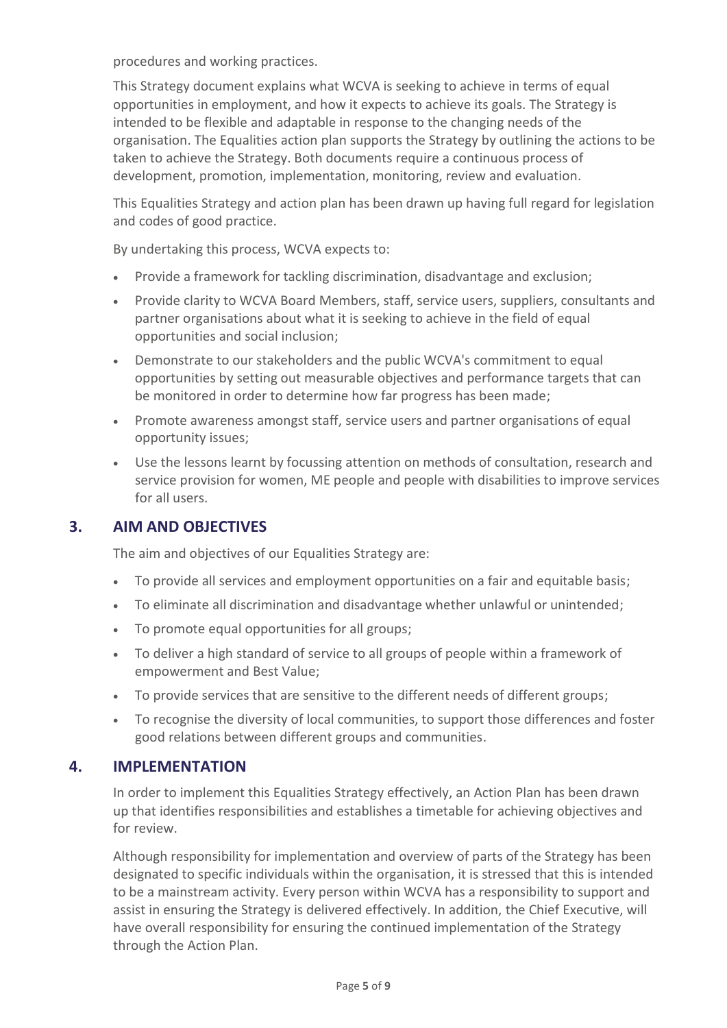procedures and working practices.

This Strategy document explains what WCVA is seeking to achieve in terms of equal opportunities in employment, and how it expects to achieve its goals. The Strategy is intended to be flexible and adaptable in response to the changing needs of the organisation. The Equalities action plan supports the Strategy by outlining the actions to be taken to achieve the Strategy. Both documents require a continuous process of development, promotion, implementation, monitoring, review and evaluation.

This Equalities Strategy and action plan has been drawn up having full regard for legislation and codes of good practice.

By undertaking this process, WCVA expects to:

- Provide a framework for tackling discrimination, disadvantage and exclusion;
- Provide clarity to WCVA Board Members, staff, service users, suppliers, consultants and partner organisations about what it is seeking to achieve in the field of equal opportunities and social inclusion;
- Demonstrate to our stakeholders and the public WCVA's commitment to equal opportunities by setting out measurable objectives and performance targets that can be monitored in order to determine how far progress has been made;
- Promote awareness amongst staff, service users and partner organisations of equal opportunity issues;
- Use the lessons learnt by focussing attention on methods of consultation, research and service provision for women, ME people and people with disabilities to improve services for all users.

## 3. AIM AND OBJECTIVES

The aim and objectives of our Equalities Strategy are:

- To provide all services and employment opportunities on a fair and equitable basis;
- To eliminate all discrimination and disadvantage whether unlawful or unintended;
- To promote equal opportunities for all groups;
- To deliver a high standard of service to all groups of people within a framework of empowerment and Best Value;
- To provide services that are sensitive to the different needs of different groups;
- To recognise the diversity of local communities, to support those differences and foster good relations between different groups and communities.

## 4. IMPLEMENTATION

In order to implement this Equalities Strategy effectively, an Action Plan has been drawn up that identifies responsibilities and establishes a timetable for achieving objectives and for review.

Although responsibility for implementation and overview of parts of the Strategy has been designated to specific individuals within the organisation, it is stressed that this is intended to be a mainstream activity. Every person within WCVA has a responsibility to support and assist in ensuring the Strategy is delivered effectively. In addition, the Chief Executive, will have overall responsibility for ensuring the continued implementation of the Strategy through the Action Plan.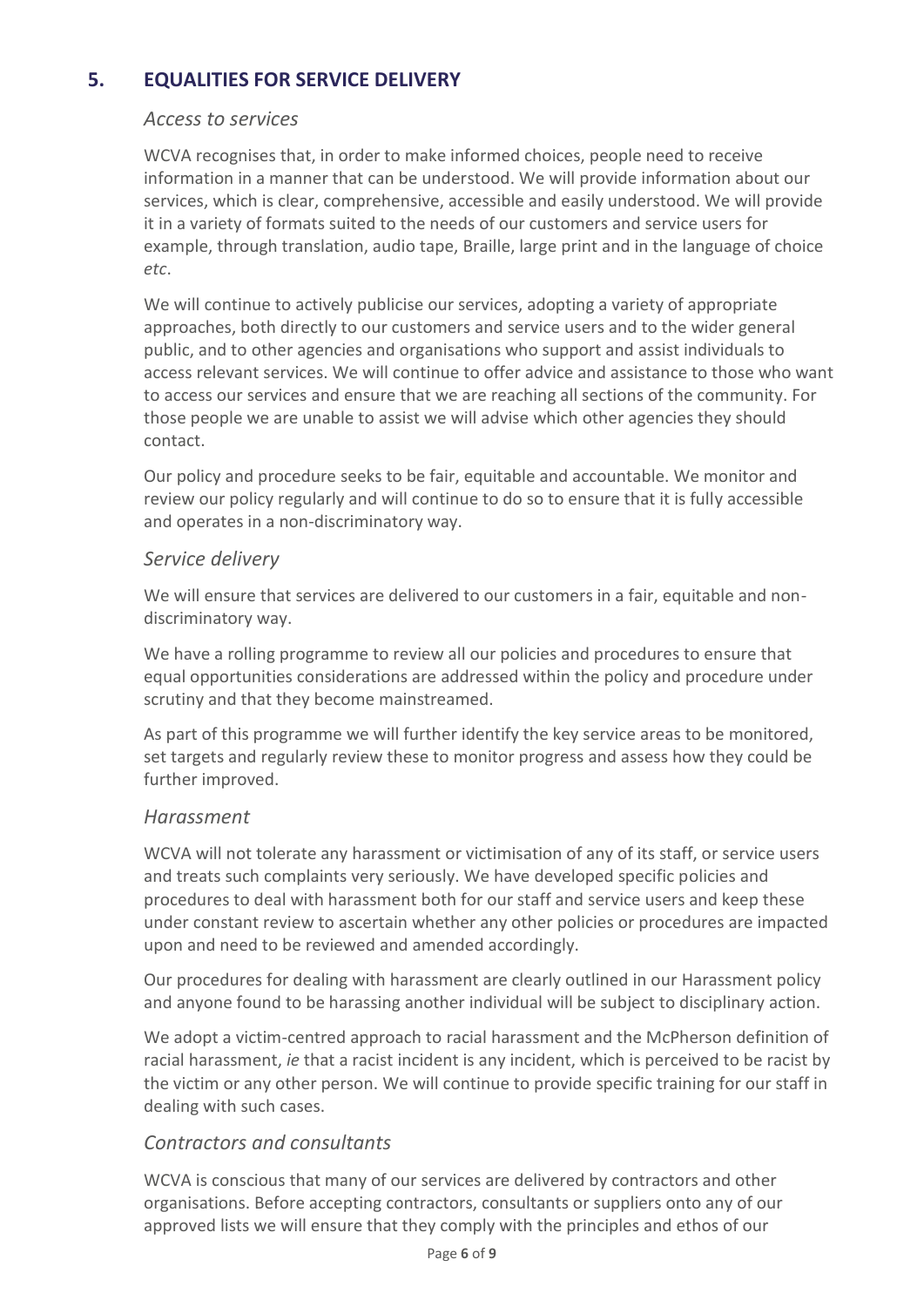## 5. EQUALITIES FOR SERVICE DELIVERY

### *Access to services*

WCVA recognises that, in order to make informed choices, people need to receive information in a manner that can be understood. We will provide information about our services, which is clear, comprehensive, accessible and easily understood. We will provide it in a variety of formats suited to the needs of our customers and service users for example, through translation, audio tape, Braille, large print and in the language of choice *etc*.

We will continue to actively publicise our services, adopting a variety of appropriate approaches, both directly to our customers and service users and to the wider general public, and to other agencies and organisations who support and assist individuals to access relevant services. We will continue to offer advice and assistance to those who want to access our services and ensure that we are reaching all sections of the community. For those people we are unable to assist we will advise which other agencies they should contact.

Our policy and procedure seeks to be fair, equitable and accountable. We monitor and review our policy regularly and will continue to do so to ensure that it is fully accessible and operates in a non-discriminatory way.

### *Service delivery*

We will ensure that services are delivered to our customers in a fair, equitable and non-discriminatory way.

We have a rolling programme to review all our policies and procedures to ensure that equal opportunities considerations are addressed within the policy and procedure under scrutiny and that they become mainstreamed.

As part of this programme we will further identify the key service areas to be monitored, set targets and regularly review these to monitor progress and assess how they could be further improved.

### *Harassment*

WCVA will not tolerate any harassment or victimisation of any of its staff, or service users and treats such complaints very seriously. We have developed specific policies and procedures to deal with harassment both for our staff and service users and keep these under constant review to ascertain whether any other policies or procedures are impacted upon and need to be reviewed and amended accordingly.

Our procedures for dealing with harassment are clearly outlined in our Harassment policy and anyone found to be harassing another individual will be subject to disciplinary action.

We adopt a victim-centred approach to racial harassment and the McPherson definition of racial harassment, *ie* that a racist incident is any incident, which is perceived to be racist by the victim or any other person. We will continue to provide specific training for our staff in dealing with such cases.

### *Contractors and consultants*

WCVA is conscious that many of our services are delivered by contractors and other organisations. Before accepting contractors, consultants or suppliers onto any of our approved lists we will ensure that they comply with the principles and ethos of our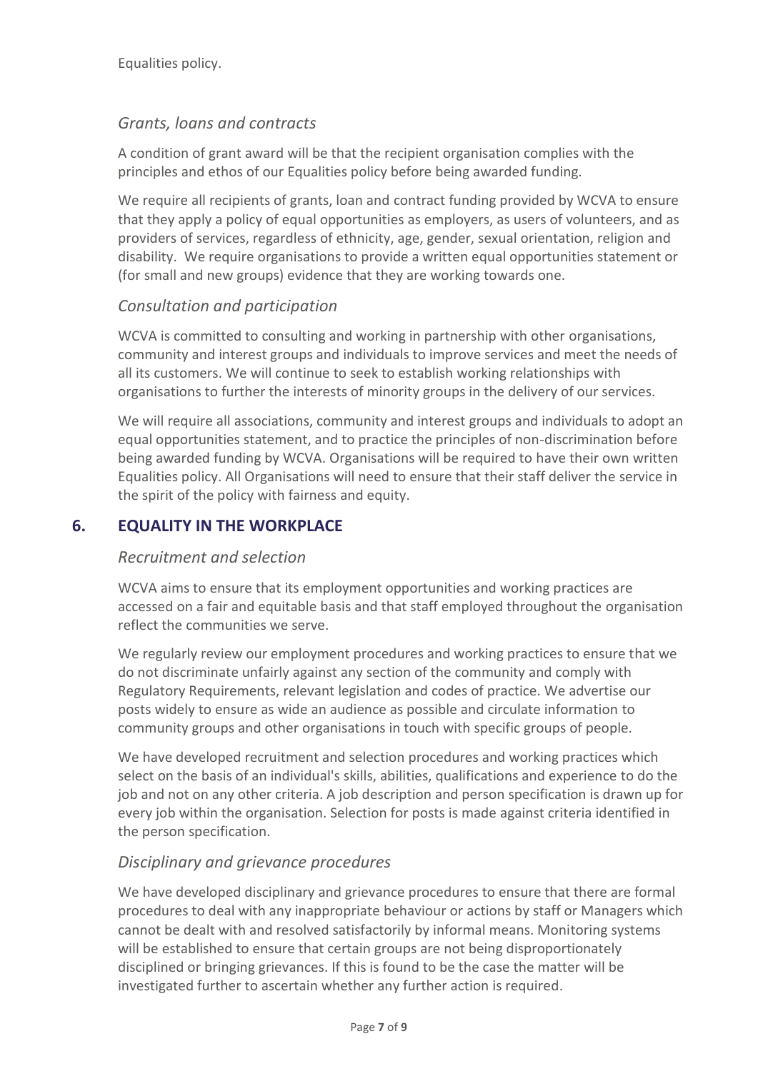Equalities policy.

### *Grants, loans and contracts*

A condition of grant award will be that the recipient organisation complies with the principles and ethos of our Equalities policy before being awarded funding.

We require all recipients of grants, loan and contract funding provided by WCVA to ensure that they apply a policy of equal opportunities as employers, as users of volunteers, and as providers of services, regardless of ethnicity, age, gender, sexual orientation, religion and disability. We require organisations to provide a written equal opportunities statement or (for small and new groups) evidence that they are working towards one.

### *Consultation and participation*

WCVA is committed to consulting and working in partnership with other organisations, community and interest groups and individuals to improve services and meet the needs of all its customers. We will continue to seek to establish working relationships with organisations to further the interests of minority groups in the delivery of our services.

We will require all associations, community and interest groups and individuals to adopt an equal opportunities statement, and to practice the principles of non-discrimination before being awarded funding by WCVA. Organisations will be required to have their own written Equalities policy. All Organisations will need to ensure that their staff deliver the service in the spirit of the policy with fairness and equity.

## 6. EQUALITY IN THE WORKPLACE

### *Recruitment and selection*

WCVA aims to ensure that its employment opportunities and working practices are accessed on a fair and equitable basis and that staff employed throughout the organisation reflect the communities we serve.

We regularly review our employment procedures and working practices to ensure that we do not discriminate unfairly against any section of the community and comply with Regulatory Requirements, relevant legislation and codes of practice. We advertise our posts widely to ensure as wide an audience as possible and circulate information to community groups and other organisations in touch with specific groups of people.

We have developed recruitment and selection procedures and working practices which select on the basis of an individual's skills, abilities, qualifications and experience to do the job and not on any other criteria. A job description and person specification is drawn up for every job within the organisation. Selection for posts is made against criteria identified in the person specification.

### *Disciplinary and grievance procedures*

We have developed disciplinary and grievance procedures to ensure that there are formal procedures to deal with any inappropriate behaviour or actions by staff or Managers which cannot be dealt with and resolved satisfactorily by informal means. Monitoring systems will be established to ensure that certain groups are not being disproportionately disciplined or bringing grievances. If this is found to be the case the matter will be investigated further to ascertain whether any further action is required.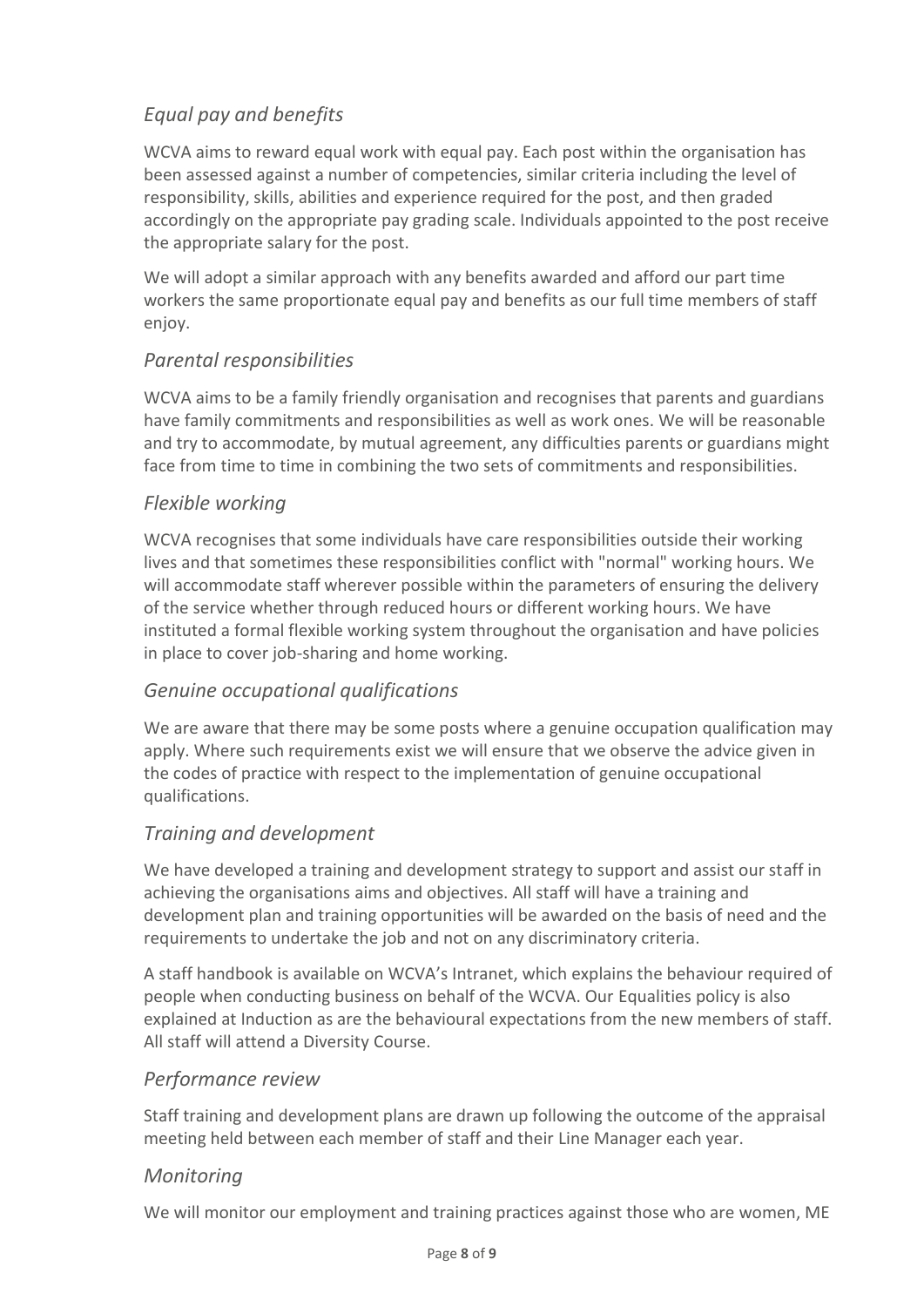### *Equal pay and benefits*

WCVA aims to reward equal work with equal pay. Each post within the organisation has been assessed against a number of competencies, similar criteria including the level of responsibility, skills, abilities and experience required for the post, and then graded accordingly on the appropriate pay grading scale. Individuals appointed to the post receive the appropriate salary for the post.

We will adopt a similar approach with any benefits awarded and afford our part time workers the same proportionate equal pay and benefits as our full time members of staff enjoy.

### *Parental responsibilities*

WCVA aims to be a family friendly organisation and recognises that parents and guardians have family commitments and responsibilities as well as work ones. We will be reasonable and try to accommodate, by mutual agreement, any difficulties parents or guardians might face from time to time in combining the two sets of commitments and responsibilities.

### *Flexible working*

WCVA recognises that some individuals have care responsibilities outside their working lives and that sometimes these responsibilities conflict with "normal" working hours. We will accommodate staff wherever possible within the parameters of ensuring the delivery of the service whether through reduced hours or different working hours. We have instituted a formal flexible working system throughout the organisation and have policies in place to cover job-sharing and home working.

### *Genuine occupational qualifications*

We are aware that there may be some posts where a genuine occupation qualification may apply. Where such requirements exist we will ensure that we observe the advice given in the codes of practice with respect to the implementation of genuine occupational qualifications.

### *Training and development*

We have developed a training and development strategy to support and assist our staff in achieving the organisations aims and objectives. All staff will have a training and development plan and training opportunities will be awarded on the basis of need and the requirements to undertake the job and not on any discriminatory criteria.

A staff handbook is available on WCVA's Intranet, which explains the behaviour required of people when conducting business on behalf of the WCVA. Our Equalities policy is also explained at Induction as are the behavioural expectations from the new members of staff. All staff will attend a Diversity Course.

### *Performance review*

Staff training and development plans are drawn up following the outcome of the appraisal meeting held between each member of staff and their Line Manager each year.

### *Monitoring*

We will monitor our employment and training practices against those who are women, ME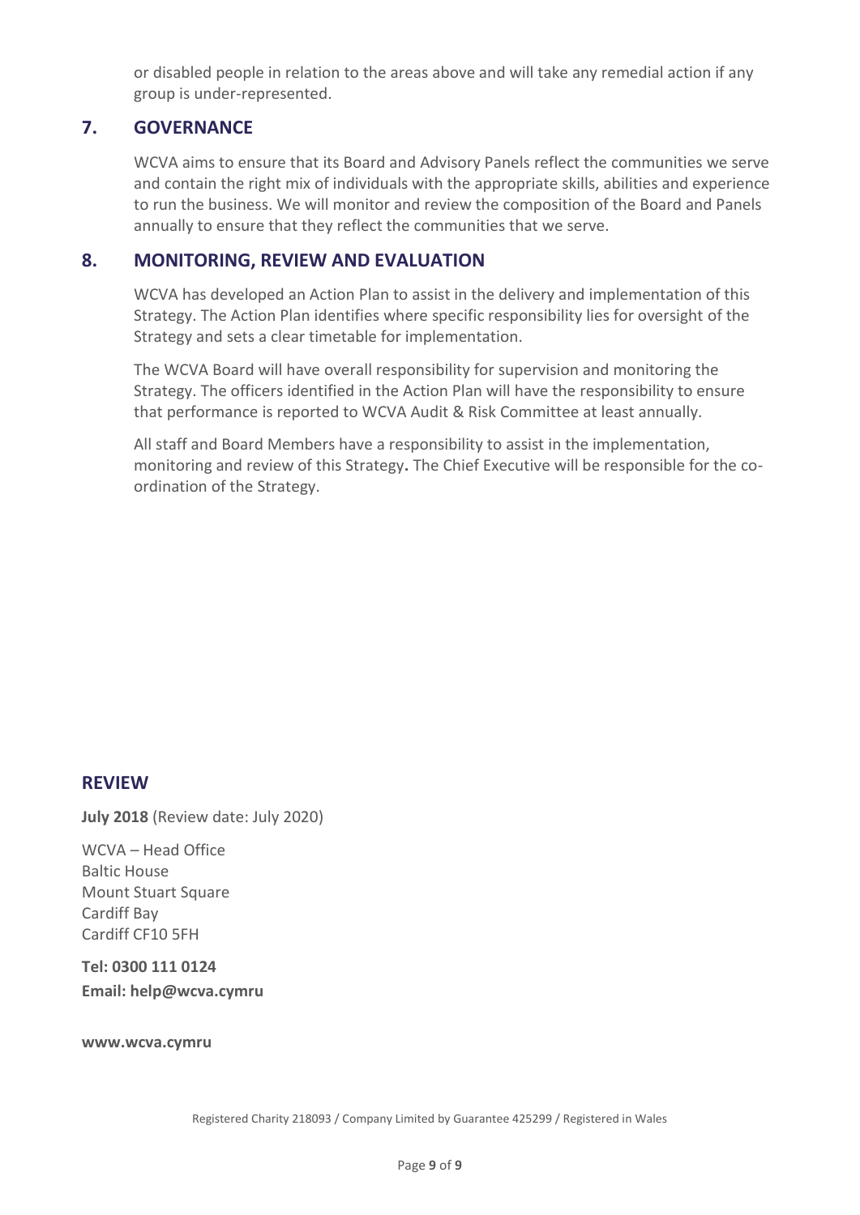or disabled people in relation to the areas above and will take any remedial action if any group is under-represented.

## 7. GOVERNANCE

WCVA aims to ensure that its Board and Advisory Panels reflect the communities we serve and contain the right mix of individuals with the appropriate skills, abilities and experience to run the business. We will monitor and review the composition of the Board and Panels annually to ensure that they reflect the communities that we serve.

## 8. MONITORING, REVIEW AND EVALUATION

WCVA has developed an Action Plan to assist in the delivery and implementation of this Strategy. The Action Plan identifies where specific responsibility lies for oversight of the Strategy and sets a clear timetable for implementation.

The WCVA Board will have overall responsibility for supervision and monitoring the Strategy. The officers identified in the Action Plan will have the responsibility to ensure that performance is reported to WCVA Audit & Risk Committee at least annually.

All staff and Board Members have a responsibility to assist in the implementation, monitoring and review of this Strategy**.** The Chief Executive will be responsible for the co-ordination of the Strategy.

## REVIEW

**July 2018** (Review date: July 2020)

WCVA – Head Office
Baltic House
Mount Stuart Square
Cardiff Bay
Cardiff CF10 5FH

**Tel: 0300 111 0124**
**Email: help@wcva.cymru**

**www.wcva.cymru**

Registered Charity 218093 / Company Limited by Guarantee 425299 / Registered in Wales